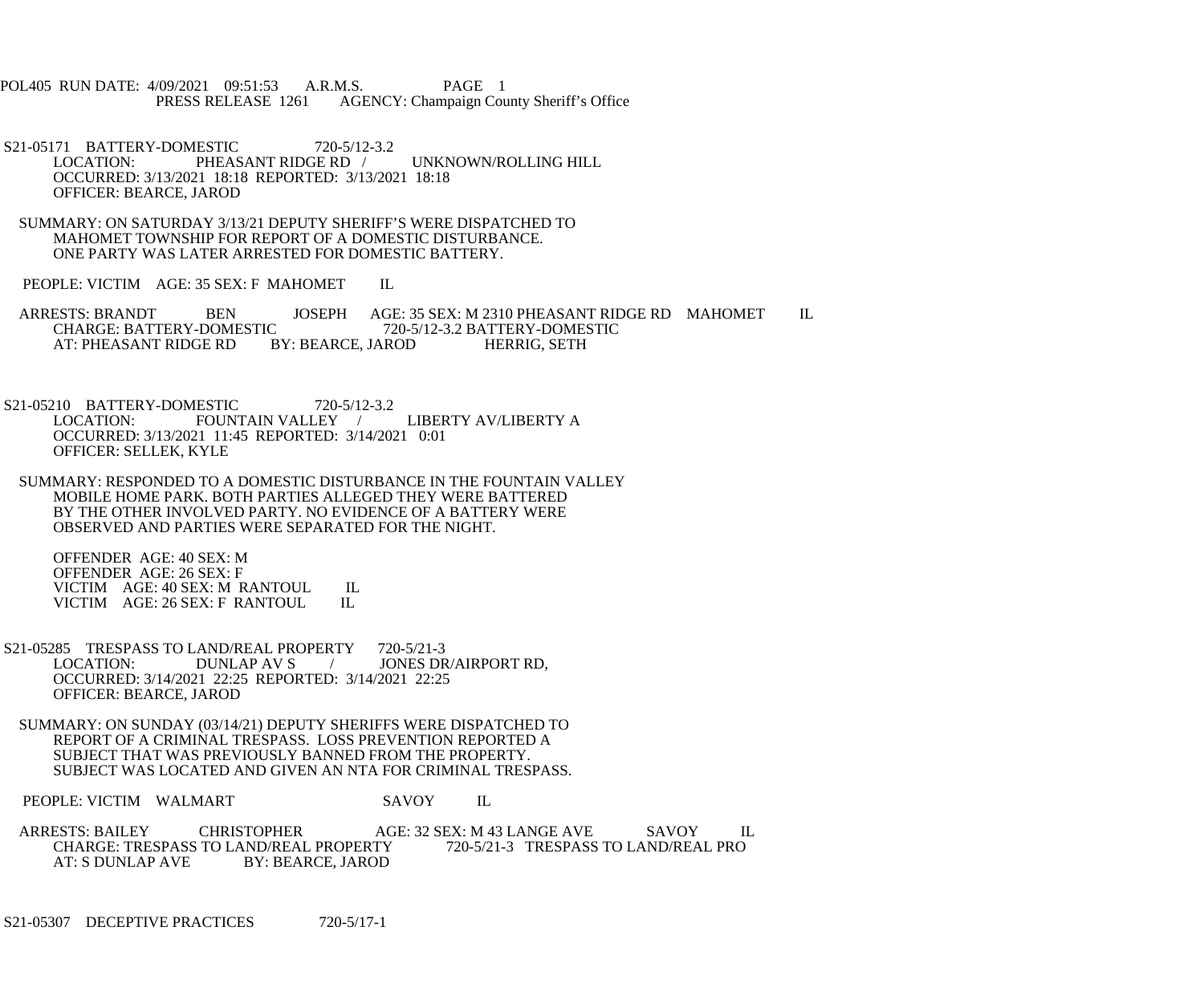POL405 RUN DATE: 4/09/2021 09:51:53 A.R.M.S. PAGE 1
PRESS RELEASE 1261 AGENCY: Champaign County Sheriff's Office

S21-05171 BATTERY-DOMESTIC 720-5/12-3.2
LOCATION: PHEASANT RIDGE RD / UNKNOWN/ROLLING HILL
OCCURRED: 3/13/2021 18:18 REPORTED: 3/13/2021 18:18
OFFICER: BEARCE, JAROD

SUMMARY: ON SATURDAY 3/13/21 DEPUTY SHERIFF'S WERE DISPATCHED TO MAHOMET TOWNSHIP FOR REPORT OF A DOMESTIC DISTURBANCE. ONE PARTY WAS LATER ARRESTED FOR DOMESTIC BATTERY.

PEOPLE: VICTIM AGE: 35 SEX: F MAHOMET IL

ARRESTS: BRANDT BEN JOSEPH AGE: 35 SEX: M 2310 PHEASANT RIDGE RD MAHOMET IL
CHARGE: BATTERY-DOMESTIC 720-5/12-3.2 BATTERY-DOMESTIC
AT: PHEASANT RIDGE RD BY: BEARCE, JAROD HERRIG, SETH

S21-05210 BATTERY-DOMESTIC 720-5/12-3.2
LOCATION: FOUNTAIN VALLEY / LIBERTY AV/LIBERTY A
OCCURRED: 3/13/2021 11:45 REPORTED: 3/14/2021 0:01
OFFICER: SELLEK, KYLE

SUMMARY: RESPONDED TO A DOMESTIC DISTURBANCE IN THE FOUNTAIN VALLEY MOBILE HOME PARK. BOTH PARTIES ALLEGED THEY WERE BATTERED BY THE OTHER INVOLVED PARTY. NO EVIDENCE OF A BATTERY WERE OBSERVED AND PARTIES WERE SEPARATED FOR THE NIGHT.

OFFENDER AGE: 40 SEX: M
OFFENDER AGE: 26 SEX: F
VICTIM AGE: 40 SEX: M RANTOUL IL
VICTIM AGE: 26 SEX: F RANTOUL IL

S21-05285 TRESPASS TO LAND/REAL PROPERTY 720-5/21-3
LOCATION: DUNLAP AV S / JONES DR/AIRPORT RD,
OCCURRED: 3/14/2021 22:25 REPORTED: 3/14/2021 22:25
OFFICER: BEARCE, JAROD

SUMMARY: ON SUNDAY (03/14/21) DEPUTY SHERIFFS WERE DISPATCHED TO REPORT OF A CRIMINAL TRESPASS. LOSS PREVENTION REPORTED A SUBJECT THAT WAS PREVIOUSLY BANNED FROM THE PROPERTY. SUBJECT WAS LOCATED AND GIVEN AN NTA FOR CRIMINAL TRESPASS.

PEOPLE: VICTIM WALMART SAVOY IL

ARRESTS: BAILEY CHRISTOPHER AGE: 32 SEX: M 43 LANGE AVE SAVOY IL
CHARGE: TRESPASS TO LAND/REAL PROPERTY 720-5/21-3 TRESPASS TO LAND/REAL PRO
AT: S DUNLAP AVE BY: BEARCE, JAROD

S21-05307 DECEPTIVE PRACTICES 720-5/17-1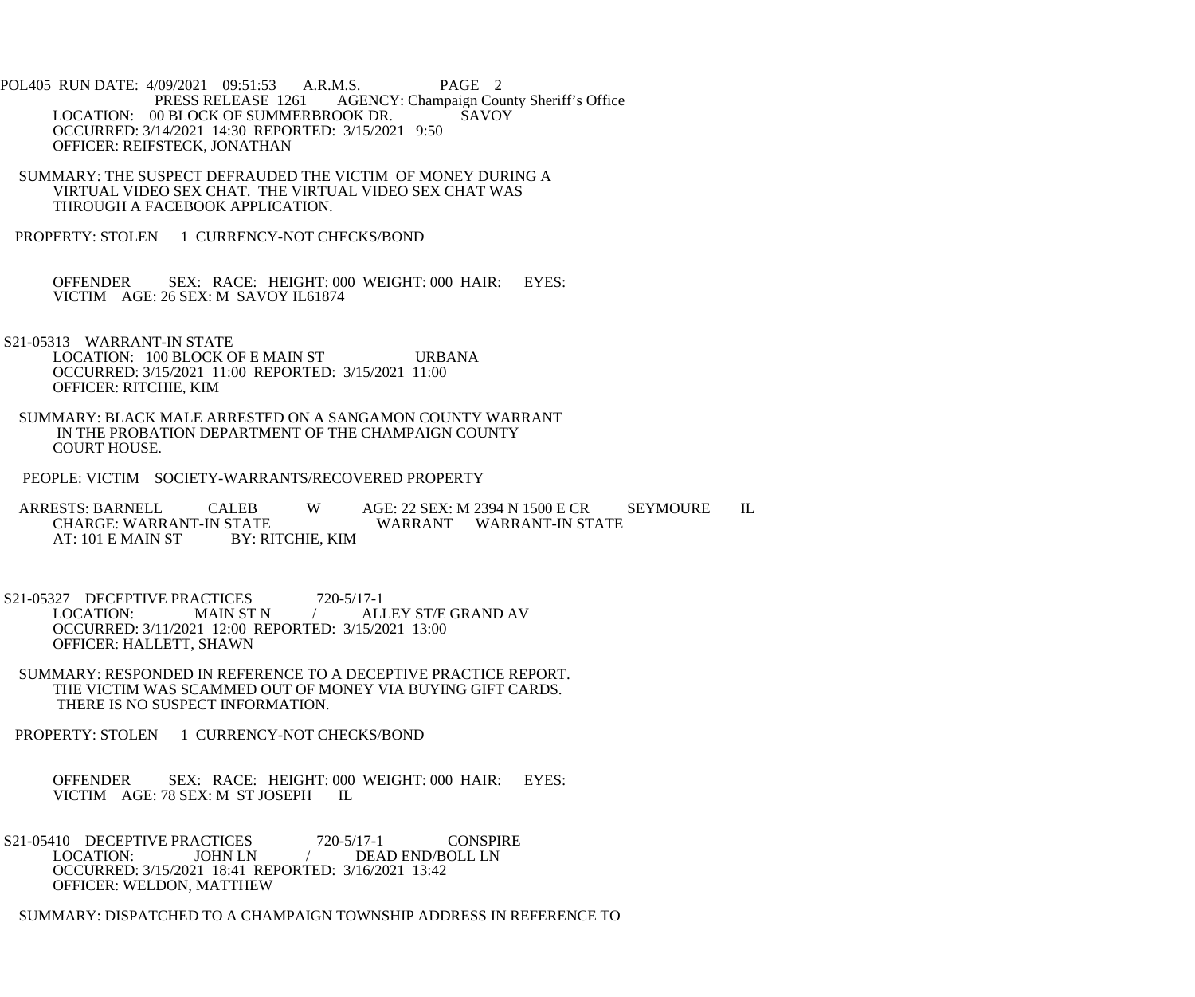POL405 RUN DATE: 4/09/2021 09:51:53 A.R.M.S. PAGE 2
PRESS RELEASE 1261 AGENCY: Champaign County Sheriff's Office

LOCATION: 00 BLOCK OF SUMMERBROOK DR. SAVOY
OCCURRED: 3/14/2021 14:30 REPORTED: 3/15/2021 9:50
OFFICER: REIFSTECK, JONATHAN

SUMMARY: THE SUSPECT DEFRAUDED THE VICTIM OF MONEY DURING A VIRTUAL VIDEO SEX CHAT. THE VIRTUAL VIDEO SEX CHAT WAS THROUGH A FACEBOOK APPLICATION.

PROPERTY: STOLEN 1 CURRENCY-NOT CHECKS/BOND

OFFENDER SEX: RACE: HEIGHT: 000 WEIGHT: 000 HAIR: EYES:
VICTIM AGE: 26 SEX: M SAVOY IL61874

S21-05313 WARRANT-IN STATE
LOCATION: 100 BLOCK OF E MAIN ST URBANA
OCCURRED: 3/15/2021 11:00 REPORTED: 3/15/2021 11:00
OFFICER: RITCHIE, KIM

SUMMARY: BLACK MALE ARRESTED ON A SANGAMON COUNTY WARRANT IN THE PROBATION DEPARTMENT OF THE CHAMPAIGN COUNTY COURT HOUSE.

PEOPLE: VICTIM SOCIETY-WARRANTS/RECOVERED PROPERTY

ARRESTS: BARNELL CALEB W AGE: 22 SEX: M 2394 N 1500 E CR SEYMOURE IL
CHARGE: WARRANT-IN STATE WARRANT WARRANT-IN STATE
AT: 101 E MAIN ST BY: RITCHIE, KIM

S21-05327 DECEPTIVE PRACTICES 720-5/17-1
LOCATION: MAIN ST N / ALLEY ST/E GRAND AV
OCCURRED: 3/11/2021 12:00 REPORTED: 3/15/2021 13:00
OFFICER: HALLETT, SHAWN

SUMMARY: RESPONDED IN REFERENCE TO A DECEPTIVE PRACTICE REPORT. THE VICTIM WAS SCAMMED OUT OF MONEY VIA BUYING GIFT CARDS. THERE IS NO SUSPECT INFORMATION.

PROPERTY: STOLEN 1 CURRENCY-NOT CHECKS/BOND

OFFENDER SEX: RACE: HEIGHT: 000 WEIGHT: 000 HAIR: EYES:
VICTIM AGE: 78 SEX: M ST JOSEPH IL

S21-05410 DECEPTIVE PRACTICES 720-5/17-1 CONSPIRE
LOCATION: JOHN LN / DEAD END/BOLL LN
OCCURRED: 3/15/2021 18:41 REPORTED: 3/16/2021 13:42
OFFICER: WELDON, MATTHEW

SUMMARY: DISPATCHED TO A CHAMPAIGN TOWNSHIP ADDRESS IN REFERENCE TO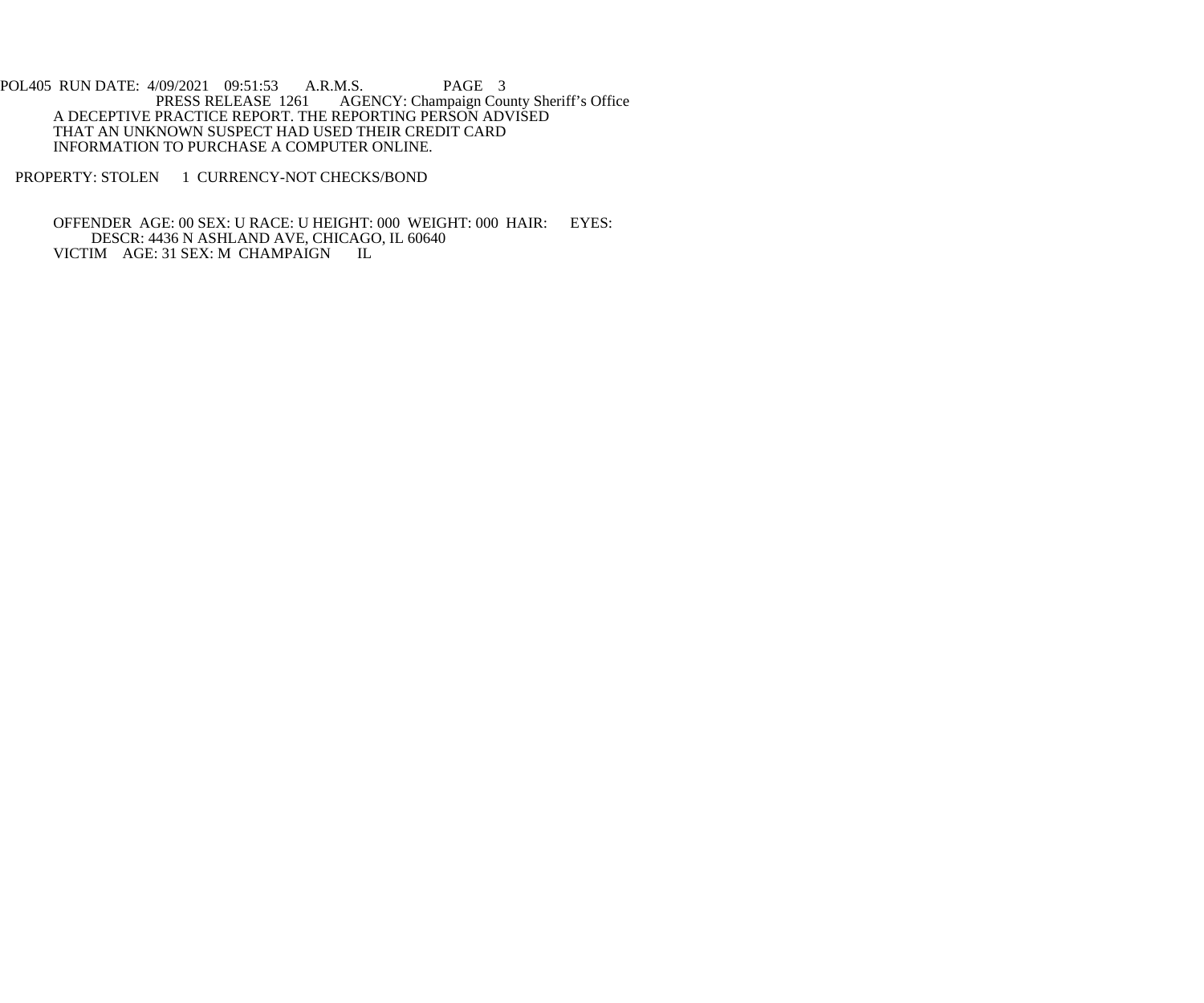A DECEPTIVE PRACTICE REPORT. THE REPORTING PERSON ADVISED THAT AN UNKNOWN SUSPECT HAD USED THEIR CREDIT CARD INFORMATION TO PURCHASE A COMPUTER ONLINE.

PROPERTY: STOLEN 1 CURRENCY-NOT CHECKS/BOND

OFFENDER AGE: 00 SEX: U RACE: U HEIGHT: 000 WEIGHT: 000 HAIR: EYES:
DESCR: 4436 N ASHLAND AVE, CHICAGO, IL 60640
VICTIM AGE: 31 SEX: M CHAMPAIGN IL